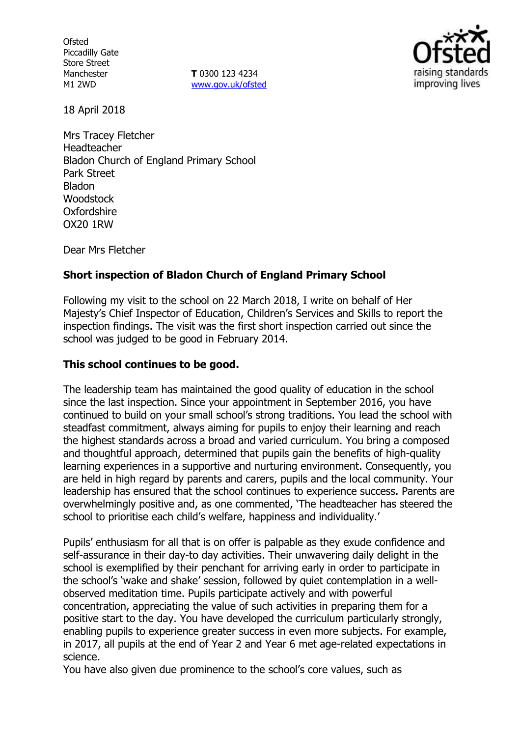Ofsted
Piccadilly Gate
Store Street
Manchester
M1 2WD

**T** 0300 123 4234
www.gov.uk/ofsted

18 April 2018

Mrs Tracey Fletcher
Headteacher
Bladon Church of England Primary School
Park Street
Bladon
Woodstock
Oxfordshire
OX20 1RW

Dear Mrs Fletcher

**Short inspection of Bladon Church of England Primary School**

Following my visit to the school on 22 March 2018, I write on behalf of Her Majesty's Chief Inspector of Education, Children's Services and Skills to report the inspection findings. The visit was the first short inspection carried out since the school was judged to be good in February 2014.

**This school continues to be good.**

The leadership team has maintained the good quality of education in the school since the last inspection. Since your appointment in September 2016, you have continued to build on your small school's strong traditions. You lead the school with steadfast commitment, always aiming for pupils to enjoy their learning and reach the highest standards across a broad and varied curriculum. You bring a composed and thoughtful approach, determined that pupils gain the benefits of high-quality learning experiences in a supportive and nurturing environment. Consequently, you are held in high regard by parents and carers, pupils and the local community. Your leadership has ensured that the school continues to experience success. Parents are overwhelmingly positive and, as one commented, 'The headteacher has steered the school to prioritise each child's welfare, happiness and individuality.'

Pupils' enthusiasm for all that is on offer is palpable as they exude confidence and self-assurance in their day-to day activities. Their unwavering daily delight in the school is exemplified by their penchant for arriving early in order to participate in the school's 'wake and shake' session, followed by quiet contemplation in a well-observed meditation time. Pupils participate actively and with powerful concentration, appreciating the value of such activities in preparing them for a positive start to the day. You have developed the curriculum particularly strongly, enabling pupils to experience greater success in even more subjects. For example, in 2017, all pupils at the end of Year 2 and Year 6 met age-related expectations in science.
You have also given due prominence to the school's core values, such as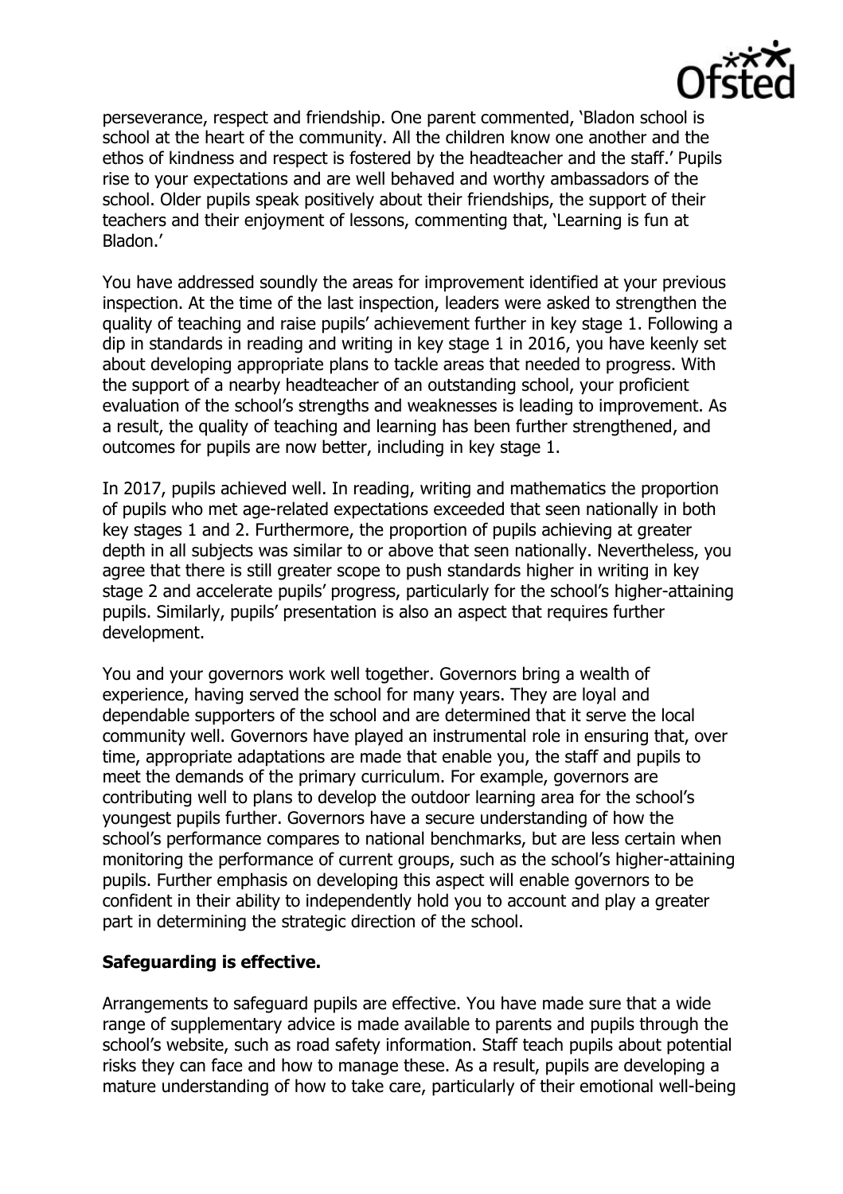perseverance, respect and friendship. One parent commented, 'Bladon school is school at the heart of the community. All the children know one another and the ethos of kindness and respect is fostered by the headteacher and the staff.' Pupils rise to your expectations and are well behaved and worthy ambassadors of the school. Older pupils speak positively about their friendships, the support of their teachers and their enjoyment of lessons, commenting that, 'Learning is fun at Bladon.'

You have addressed soundly the areas for improvement identified at your previous inspection. At the time of the last inspection, leaders were asked to strengthen the quality of teaching and raise pupils' achievement further in key stage 1. Following a dip in standards in reading and writing in key stage 1 in 2016, you have keenly set about developing appropriate plans to tackle areas that needed to progress. With the support of a nearby headteacher of an outstanding school, your proficient evaluation of the school's strengths and weaknesses is leading to improvement. As a result, the quality of teaching and learning has been further strengthened, and outcomes for pupils are now better, including in key stage 1.

In 2017, pupils achieved well. In reading, writing and mathematics the proportion of pupils who met age-related expectations exceeded that seen nationally in both key stages 1 and 2. Furthermore, the proportion of pupils achieving at greater depth in all subjects was similar to or above that seen nationally. Nevertheless, you agree that there is still greater scope to push standards higher in writing in key stage 2 and accelerate pupils' progress, particularly for the school's higher-attaining pupils. Similarly, pupils' presentation is also an aspect that requires further development.

You and your governors work well together. Governors bring a wealth of experience, having served the school for many years. They are loyal and dependable supporters of the school and are determined that it serve the local community well. Governors have played an instrumental role in ensuring that, over time, appropriate adaptations are made that enable you, the staff and pupils to meet the demands of the primary curriculum. For example, governors are contributing well to plans to develop the outdoor learning area for the school's youngest pupils further. Governors have a secure understanding of how the school's performance compares to national benchmarks, but are less certain when monitoring the performance of current groups, such as the school's higher-attaining pupils. Further emphasis on developing this aspect will enable governors to be confident in their ability to independently hold you to account and play a greater part in determining the strategic direction of the school.

**Safeguarding is effective.**

Arrangements to safeguard pupils are effective. You have made sure that a wide range of supplementary advice is made available to parents and pupils through the school's website, such as road safety information. Staff teach pupils about potential risks they can face and how to manage these. As a result, pupils are developing a mature understanding of how to take care, particularly of their emotional well-being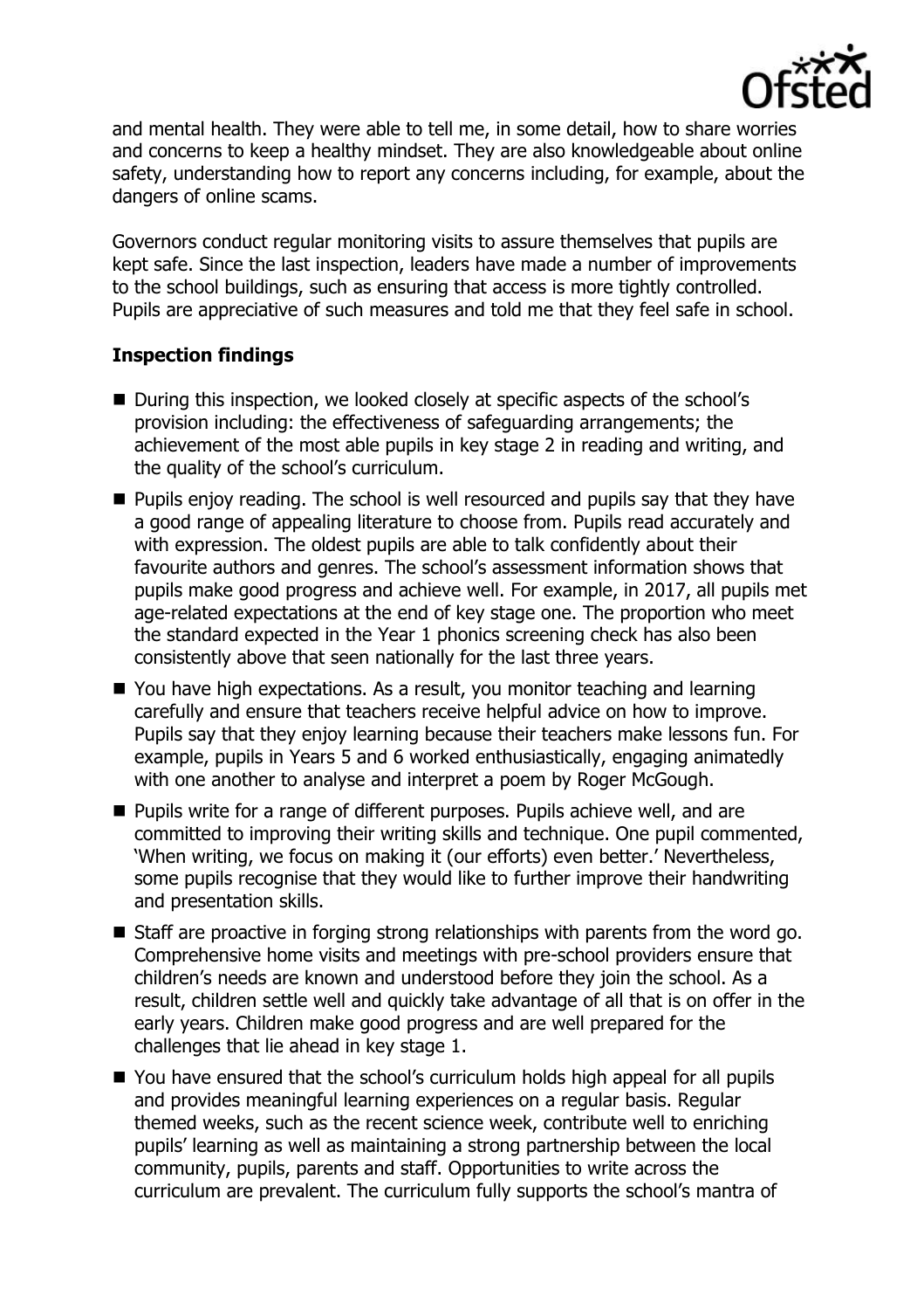and mental health. They were able to tell me, in some detail, how to share worries and concerns to keep a healthy mindset. They are also knowledgeable about online safety, understanding how to report any concerns including, for example, about the dangers of online scams.

Governors conduct regular monitoring visits to assure themselves that pupils are kept safe. Since the last inspection, leaders have made a number of improvements to the school buildings, such as ensuring that access is more tightly controlled. Pupils are appreciative of such measures and told me that they feel safe in school.

### Inspection findings

- During this inspection, we looked closely at specific aspects of the school's provision including: the effectiveness of safeguarding arrangements; the achievement of the most able pupils in key stage 2 in reading and writing, and the quality of the school's curriculum.
- Pupils enjoy reading. The school is well resourced and pupils say that they have a good range of appealing literature to choose from. Pupils read accurately and with expression. The oldest pupils are able to talk confidently about their favourite authors and genres. The school's assessment information shows that pupils make good progress and achieve well. For example, in 2017, all pupils met age-related expectations at the end of key stage one. The proportion who meet the standard expected in the Year 1 phonics screening check has also been consistently above that seen nationally for the last three years.
- You have high expectations. As a result, you monitor teaching and learning carefully and ensure that teachers receive helpful advice on how to improve. Pupils say that they enjoy learning because their teachers make lessons fun. For example, pupils in Years 5 and 6 worked enthusiastically, engaging animatedly with one another to analyse and interpret a poem by Roger McGough.
- Pupils write for a range of different purposes. Pupils achieve well, and are committed to improving their writing skills and technique. One pupil commented, 'When writing, we focus on making it (our efforts) even better.' Nevertheless, some pupils recognise that they would like to further improve their handwriting and presentation skills.
- Staff are proactive in forging strong relationships with parents from the word go. Comprehensive home visits and meetings with pre-school providers ensure that children's needs are known and understood before they join the school. As a result, children settle well and quickly take advantage of all that is on offer in the early years. Children make good progress and are well prepared for the challenges that lie ahead in key stage 1.
- You have ensured that the school's curriculum holds high appeal for all pupils and provides meaningful learning experiences on a regular basis. Regular themed weeks, such as the recent science week, contribute well to enriching pupils' learning as well as maintaining a strong partnership between the local community, pupils, parents and staff. Opportunities to write across the curriculum are prevalent. The curriculum fully supports the school's mantra of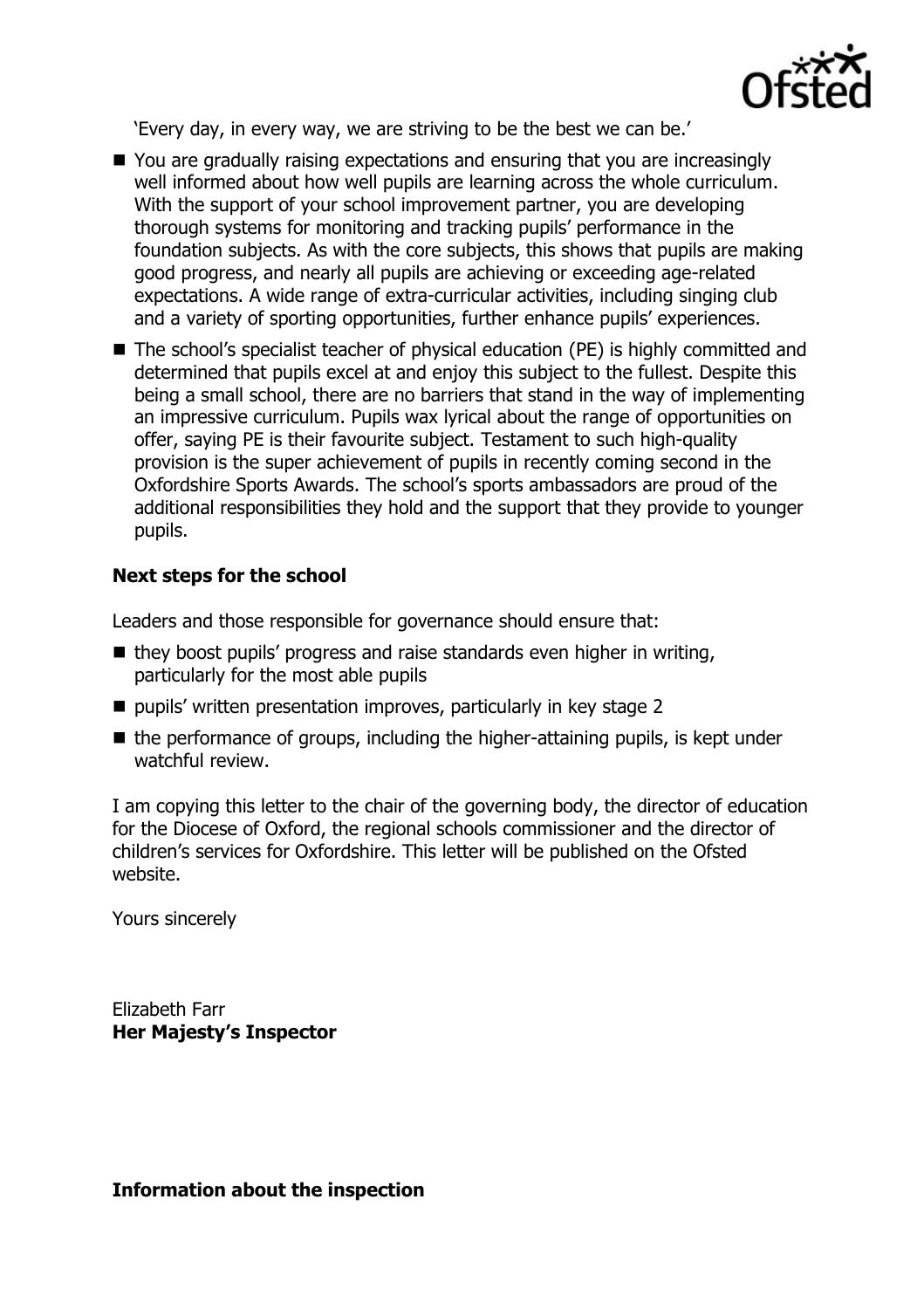'Every day, in every way, we are striving to be the best we can be.'

- You are gradually raising expectations and ensuring that you are increasingly well informed about how well pupils are learning across the whole curriculum. With the support of your school improvement partner, you are developing thorough systems for monitoring and tracking pupils' performance in the foundation subjects. As with the core subjects, this shows that pupils are making good progress, and nearly all pupils are achieving or exceeding age-related expectations. A wide range of extra-curricular activities, including singing club and a variety of sporting opportunities, further enhance pupils' experiences.
- The school's specialist teacher of physical education (PE) is highly committed and determined that pupils excel at and enjoy this subject to the fullest. Despite this being a small school, there are no barriers that stand in the way of implementing an impressive curriculum. Pupils wax lyrical about the range of opportunities on offer, saying PE is their favourite subject. Testament to such high-quality provision is the super achievement of pupils in recently coming second in the Oxfordshire Sports Awards. The school's sports ambassadors are proud of the additional responsibilities they hold and the support that they provide to younger pupils.

**Next steps for the school**

Leaders and those responsible for governance should ensure that:

- they boost pupils' progress and raise standards even higher in writing, particularly for the most able pupils
- pupils' written presentation improves, particularly in key stage 2
- the performance of groups, including the higher-attaining pupils, is kept under watchful review.

I am copying this letter to the chair of the governing body, the director of education for the Diocese of Oxford, the regional schools commissioner and the director of children's services for Oxfordshire. This letter will be published on the Ofsted website.

Yours sincerely

Elizabeth Farr
**Her Majesty's Inspector**

**Information about the inspection**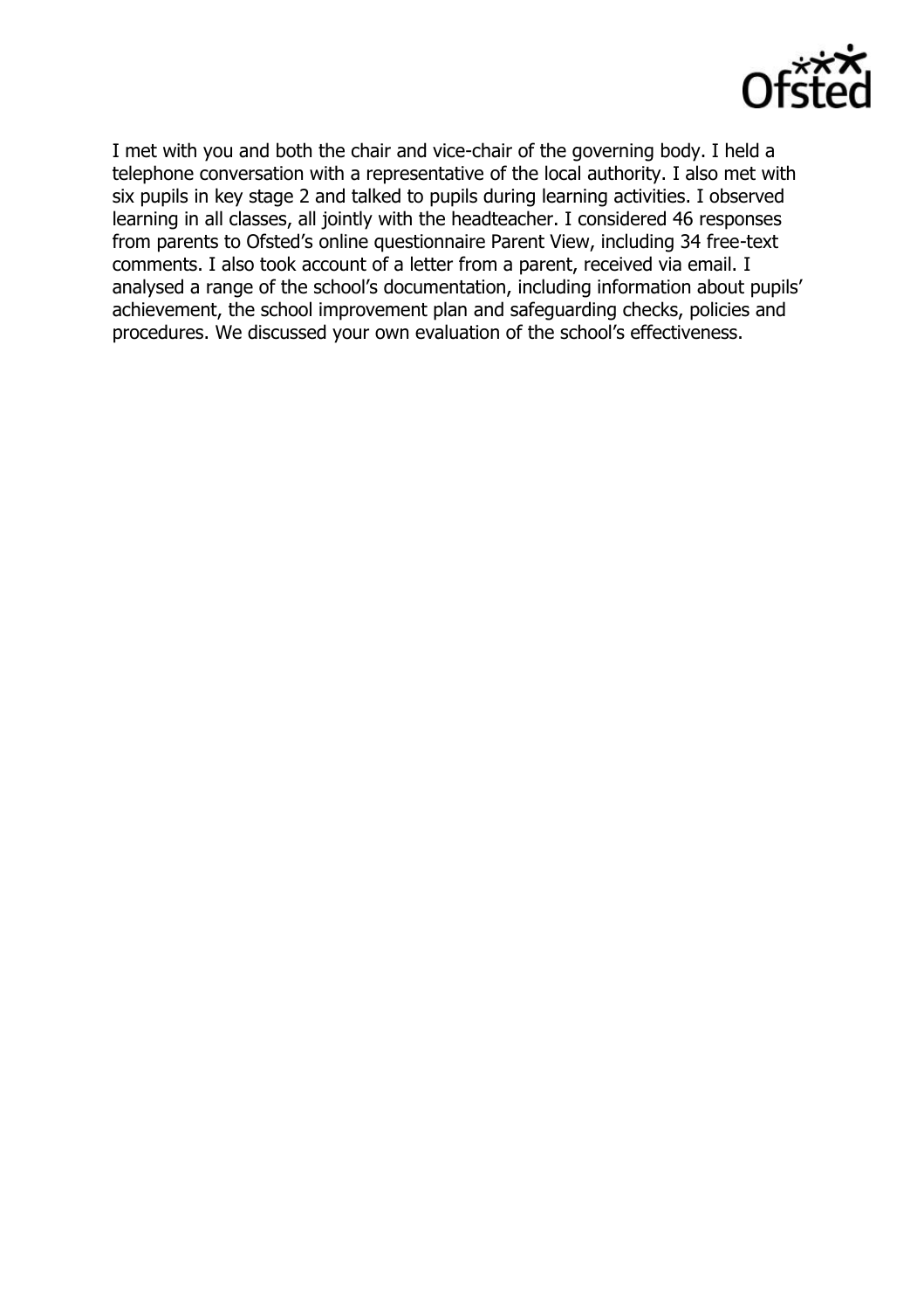I met with you and both the chair and vice-chair of the governing body. I held a telephone conversation with a representative of the local authority. I also met with six pupils in key stage 2 and talked to pupils during learning activities. I observed learning in all classes, all jointly with the headteacher. I considered 46 responses from parents to Ofsted's online questionnaire Parent View, including 34 free-text comments. I also took account of a letter from a parent, received via email. I analysed a range of the school's documentation, including information about pupils' achievement, the school improvement plan and safeguarding checks, policies and procedures. We discussed your own evaluation of the school's effectiveness.